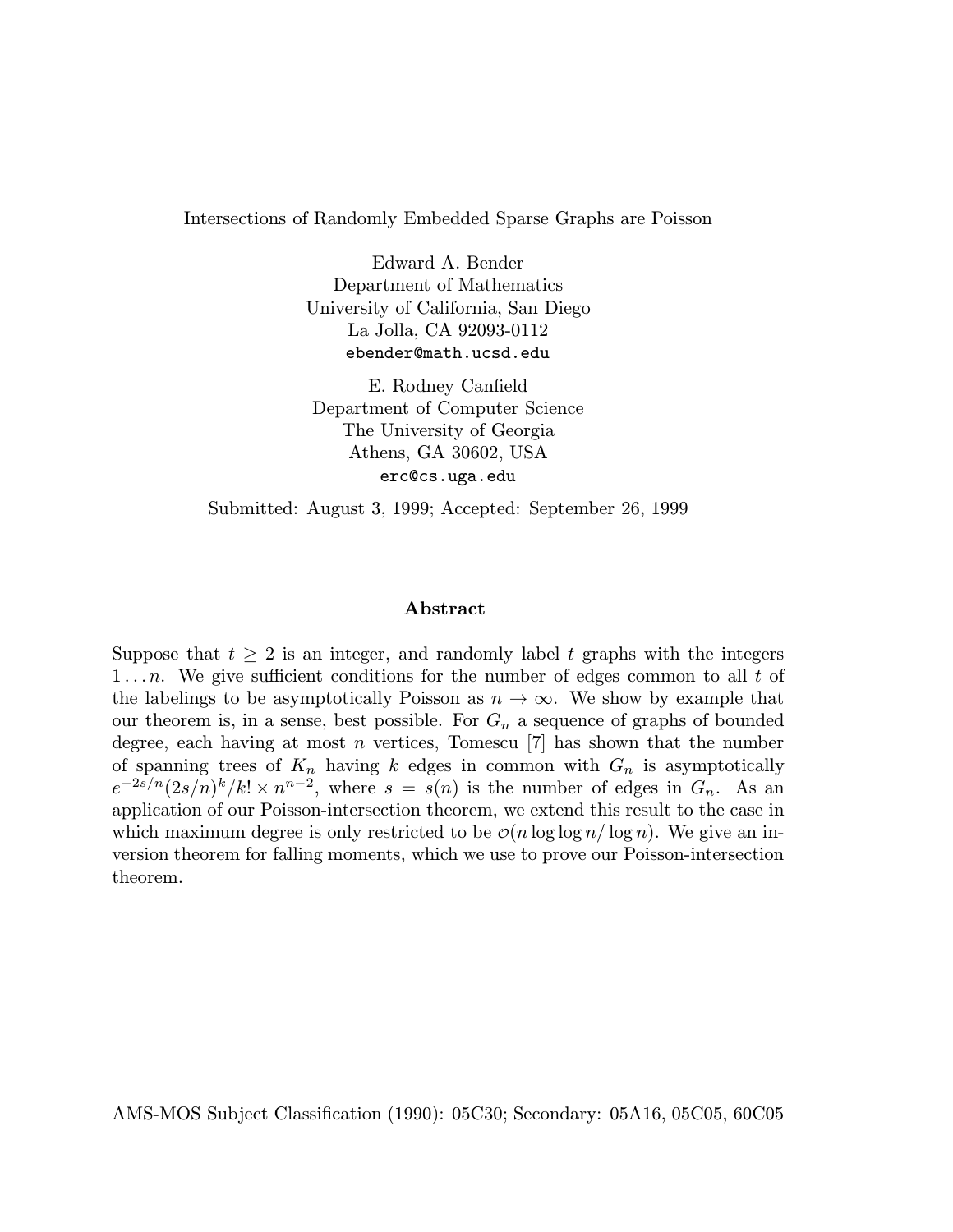# Intersections of Randomly Embedded Sparse Graphs are Poisson

Edward A. Bender
Department of Mathematics
University of California, San Diego
La Jolla, CA 92093-0112
ebender@math.ucsd.edu

E. Rodney Canfield
Department of Computer Science
The University of Georgia
Athens, GA 30602, USA
erc@cs.uga.edu

Submitted: August 3, 1999; Accepted: September 26, 1999

## Abstract

Suppose that $t \geq 2$ is an integer, and randomly label $t$ graphs with the integers $1 \ldots n$. We give sufficient conditions for the number of edges common to all $t$ of the labelings to be asymptotically Poisson as $n \to \infty$. We show by example that our theorem is, in a sense, best possible. For $G_n$ a sequence of graphs of bounded degree, each having at most $n$ vertices, Tomescu [7] has shown that the number of spanning trees of $K_n$ having $k$ edges in common with $G_n$ is asymptotically $e^{-2s/n}(2s/n)^k/k! \times n^{n-2}$, where $s = s(n)$ is the number of edges in $G_n$. As an application of our Poisson-intersection theorem, we extend this result to the case in which maximum degree is only restricted to be $\mathcal{O}(n \log\log n / \log n)$. We give an inversion theorem for falling moments, which we use to prove our Poisson-intersection theorem.

AMS-MOS Subject Classification (1990): 05C30; Secondary: 05A16, 05C05, 60C05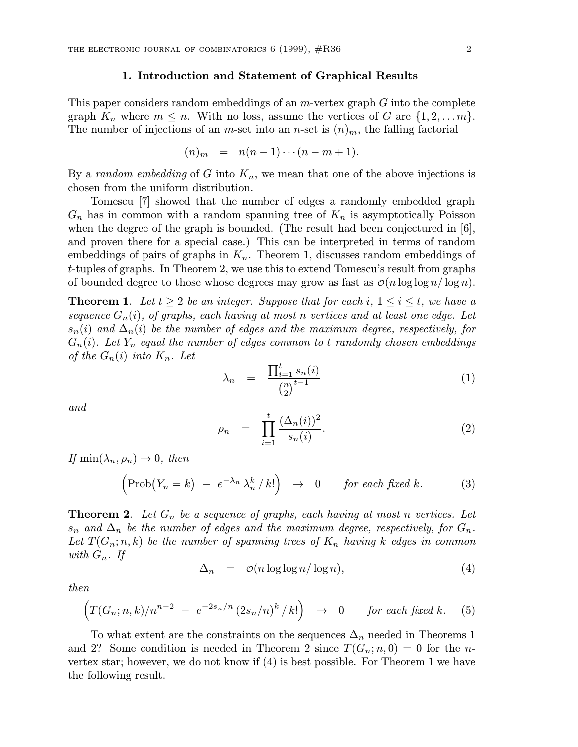## 1. Introduction and Statement of Graphical Results

This paper considers random embeddings of an $m$-vertex graph $G$ into the complete graph $K_n$ where $m \le n$. With no loss, assume the vertices of $G$ are $\{1, 2, \ldots m\}$. The number of injections of an $m$-set into an $n$-set is $(n)_m$, the falling factorial

$$(n)_m \quad = \quad n(n-1)\cdots(n-m+1).$$

By a *random embedding* of $G$ into $K_n$, we mean that one of the above injections is chosen from the uniform distribution.

Tomescu [7] showed that the number of edges a randomly embedded graph $G_n$ has in common with a random spanning tree of $K_n$ is asymptotically Poisson when the degree of the graph is bounded. (The result had been conjectured in [6], and proven there for a special case.) This can be interpreted in terms of random embeddings of pairs of graphs in $K_n$. Theorem 1, discusses random embeddings of $t$-tuples of graphs. In Theorem 2, we use this to extend Tomescu's result from graphs of bounded degree to those whose degrees may grow as fast as $\mathcal{O}(n \log\log n / \log n)$.

**Theorem 1**. *Let $t \ge 2$ be an integer. Suppose that for each $i$, $1 \le i \le t$, we have a sequence $G_n(i)$, of graphs, each having at most $n$ vertices and at least one edge. Let $s_n(i)$ and $\Delta_n(i)$ be the number of edges and the maximum degree, respectively, for $G_n(i)$. Let $Y_n$ equal the number of edges common to $t$ randomly chosen embeddings of the $G_n(i)$ into $K_n$. Let*

$$\lambda_n \quad = \quad \frac{\prod_{i=1}^{t} s_n(i)}{\binom{n}{2}^{t-1}} \tag{1}$$

*and*

$$\rho_n \quad = \quad \prod_{i=1}^{t} \frac{(\Delta_n(i))^2}{s_n(i)}. \tag{2}$$

*If $\min(\lambda_n, \rho_n) \to 0$, then*

$$\Big(\mathrm{Prob}\big(Y_n = k\big) \; - \; e^{-\lambda_n}\, \lambda_n^k \,/\, k!\Big) \quad \to \quad 0 \qquad \textit{for each fixed } k. \tag{3}$$

**Theorem 2**. *Let $G_n$ be a sequence of graphs, each having at most $n$ vertices. Let $s_n$ and $\Delta_n$ be the number of edges and the maximum degree, respectively, for $G_n$. Let $T(G_n; n, k)$ be the number of spanning trees of $K_n$ having $k$ edges in common with $G_n$. If*

$$\Delta_n \quad = \quad \mathcal{O}(n \log\log n / \log n), \tag{4}$$

*then*

$$\Big(T(G_n; n, k)/n^{n-2} \; - \; e^{-2s_n/n}\, (2s_n/n)^k \,/\, k!\Big) \quad \to \quad 0 \qquad \textit{for each fixed } k. \tag{5}$$

To what extent are the constraints on the sequences $\Delta_n$ needed in Theorems 1 and 2? Some condition is needed in Theorem 2 since $T(G_n; n, 0) = 0$ for the $n$-vertex star; however, we do not know if (4) is best possible. For Theorem 1 we have the following result.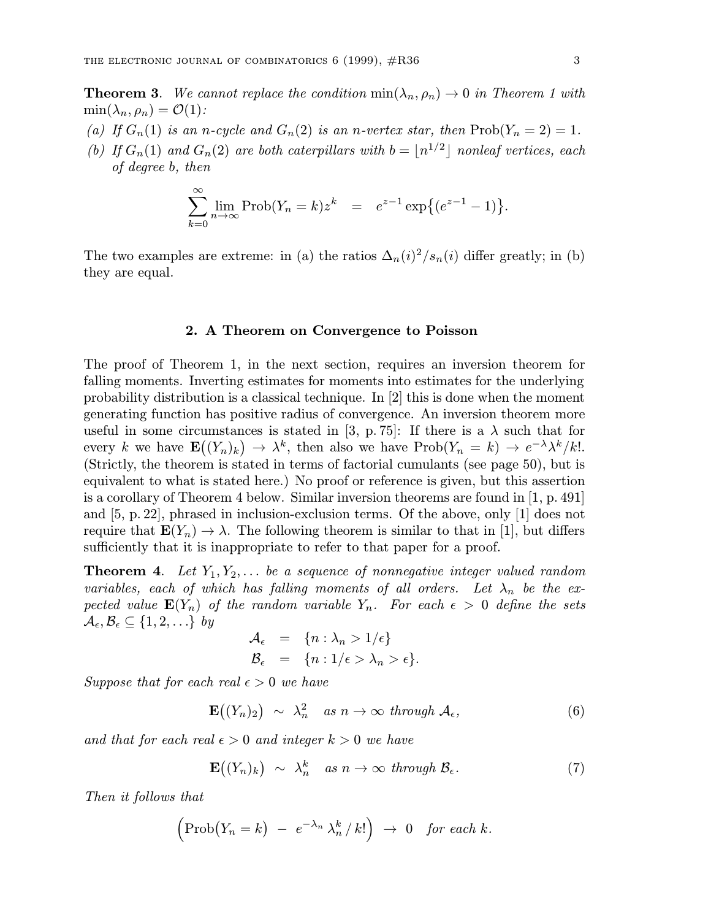**Theorem 3**. *We cannot replace the condition* $\min(\lambda_n, \rho_n) \to 0$ *in Theorem 1 with* $\min(\lambda_n, \rho_n) = \mathcal{O}(1)$*:*

*(a) If* $G_n(1)$ *is an* $n$*-cycle and* $G_n(2)$ *is an* $n$*-vertex star, then* $\text{Prob}(Y_n = 2) = 1$.

*(b) If* $G_n(1)$ *and* $G_n(2)$ *are both caterpillars with* $b = \lfloor n^{1/2} \rfloor$ *nonleaf vertices, each of degree* $b$*, then*

$$\sum_{k=0}^{\infty} \lim_{n\to\infty} \text{Prob}(Y_n = k) z^k \quad = \quad e^{z-1} \exp\bigl\{(e^{z-1} - 1)\bigr\}.$$

The two examples are extreme: in (a) the ratios $\Delta_n(i)^2/s_n(i)$ differ greatly; in (b) they are equal.

## 2. A Theorem on Convergence to Poisson

The proof of Theorem 1, in the next section, requires an inversion theorem for falling moments. Inverting estimates for moments into estimates for the underlying probability distribution is a classical technique. In [2] this is done when the moment generating function has positive radius of convergence. An inversion theorem more useful in some circumstances is stated in [3, p. 75]: If there is a $\lambda$ such that for every $k$ we have $\mathbf{E}\bigl((Y_n)_k\bigr) \to \lambda^k$, then also we have $\text{Prob}(Y_n = k) \to e^{-\lambda}\lambda^k/k!$. (Strictly, the theorem is stated in terms of factorial cumulants (see page 50), but is equivalent to what is stated here.) No proof or reference is given, but this assertion is a corollary of Theorem 4 below. Similar inversion theorems are found in [1, p. 491] and [5, p. 22], phrased in inclusion-exclusion terms. Of the above, only [1] does not require that $\mathbf{E}(Y_n) \to \lambda$. The following theorem is similar to that in [1], but differs sufficiently that it is inappropriate to refer to that paper for a proof.

**Theorem 4**. *Let* $Y_1, Y_2, \ldots$ *be a sequence of nonnegative integer valued random variables, each of which has falling moments of all orders. Let* $\lambda_n$ *be the expected value* $\mathbf{E}(Y_n)$ *of the random variable* $Y_n$*. For each* $\epsilon > 0$ *define the sets* $\mathcal{A}_\epsilon, \mathcal{B}_\epsilon \subseteq \{1, 2, \ldots\}$ *by*

$$\begin{aligned} \mathcal{A}_\epsilon &= \{n : \lambda_n > 1/\epsilon\} \\ \mathcal{B}_\epsilon &= \{n : 1/\epsilon > \lambda_n > \epsilon\}. \end{aligned}$$

*Suppose that for each real* $\epsilon > 0$ *we have*

$$\mathbf{E}\bigl((Y_n)_2\bigr) \ \sim\ \lambda_n^2 \quad \text{as } n \to \infty \text{ through } \mathcal{A}_\epsilon, \tag{6}$$

*and that for each real* $\epsilon > 0$ *and integer* $k > 0$ *we have*

$$\mathbf{E}\bigl((Y_n)_k\bigr) \ \sim\ \lambda_n^k \quad \text{as } n \to \infty \text{ through } \mathcal{B}_\epsilon. \tag{7}$$

*Then it follows that*

$$\Bigl(\text{Prob}\bigl(Y_n = k\bigr) \ - \ e^{-\lambda_n}\, \lambda_n^k \,/\, k!\Bigr) \ \to\ 0 \quad \text{for each } k.$$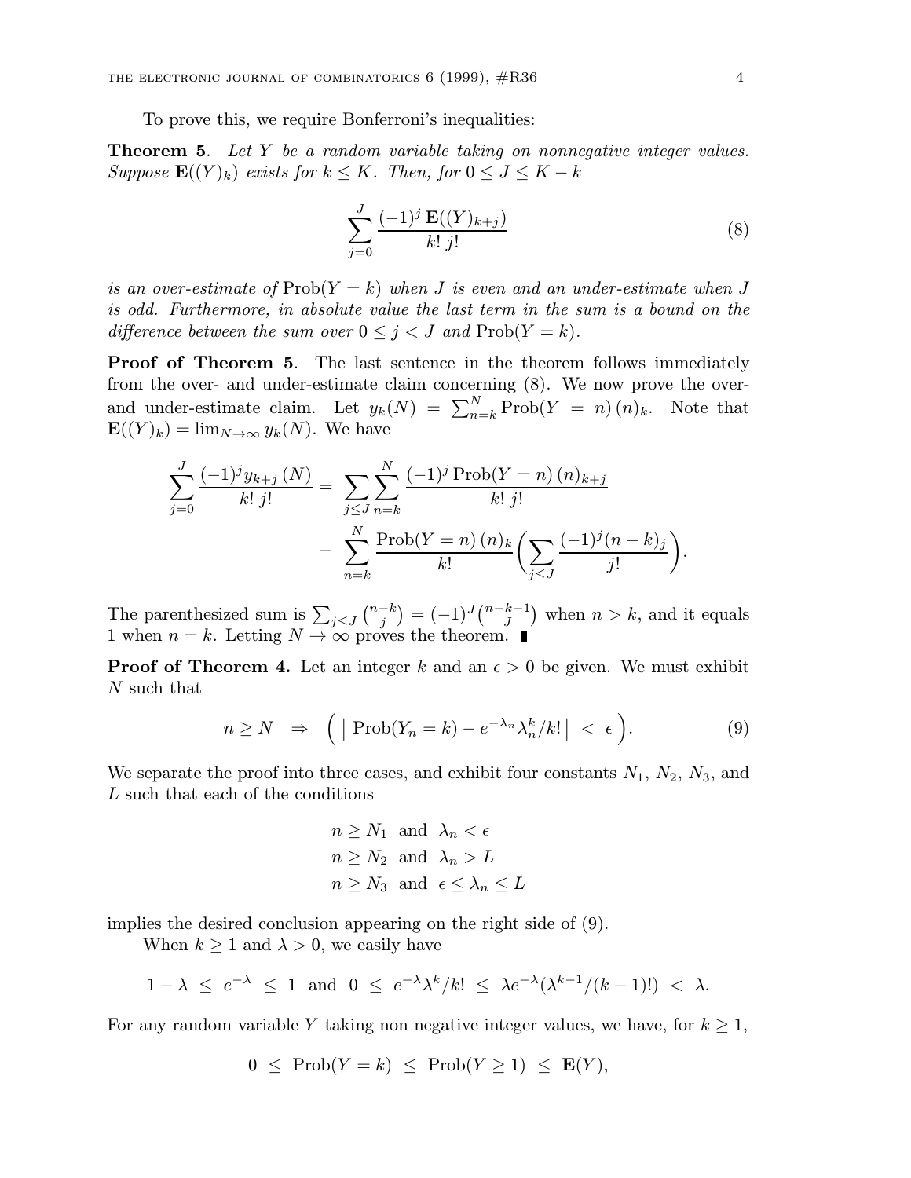To prove this, we require Bonferroni's inequalities:

**Theorem 5**. *Let $Y$ be a random variable taking on nonnegative integer values. Suppose $\mathbf{E}((Y)_k)$ exists for $k \leq K$. Then, for $0 \leq J \leq K - k$*

$$\sum_{j=0}^{J} \frac{(-1)^j \, \mathbf{E}((Y)_{k+j})}{k! \; j!} \tag{8}$$

*is an over-estimate of $\text{Prob}(Y = k)$ when $J$ is even and an under-estimate when $J$ is odd. Furthermore, in absolute value the last term in the sum is a bound on the difference between the sum over $0 \leq j < J$ and $\text{Prob}(Y = k)$.*

**Proof of Theorem 5**. The last sentence in the theorem follows immediately from the over- and under-estimate claim concerning (8). We now prove the over- and under-estimate claim. Let $y_k(N) = \sum_{n=k}^{N} \text{Prob}(Y = n)\,(n)_k$. Note that $\mathbf{E}((Y)_k) = \lim_{N\to\infty} y_k(N)$. We have

$$\begin{aligned}
\sum_{j=0}^{J} \frac{(-1)^j y_{k+j}\,(N)}{k! \; j!} &= \sum_{j\leq J} \sum_{n=k}^{N} \frac{(-1)^j \, \text{Prob}(Y = n)\,(n)_{k+j}}{k! \; j!} \\
&= \sum_{n=k}^{N} \frac{\text{Prob}(Y = n)\,(n)_k}{k!} \biggl( \sum_{j\leq J} \frac{(-1)^j (n-k)_j}{j!} \biggr).
\end{aligned}$$

The parenthesized sum is $\sum_{j\leq J} \binom{n-k}{j} = (-1)^J \binom{n-k-1}{J}$ when $n > k$, and it equals 1 when $n = k$. Letting $N \to \infty$ proves the theorem. ∎

**Proof of Theorem 4.** Let an integer $k$ and an $\epsilon > 0$ be given. We must exhibit $N$ such that

$$n \geq N \;\; \Rightarrow \;\; \Bigl( \bigl| \; \text{Prob}(Y_n = k) - e^{-\lambda_n} \lambda_n^k / k! \bigr| \; < \; \epsilon \Bigr). \tag{9}$$

We separate the proof into three cases, and exhibit four constants $N_1$, $N_2$, $N_3$, and $L$ such that each of the conditions

$$\begin{aligned}
&n \geq N_1 \;\text{ and }\; \lambda_n < \epsilon \\
&n \geq N_2 \;\text{ and }\; \lambda_n > L \\
&n \geq N_3 \;\text{ and }\; \epsilon \leq \lambda_n \leq L
\end{aligned}$$

implies the desired conclusion appearing on the right side of (9).

When $k \geq 1$ and $\lambda > 0$, we easily have

$$1 - \lambda \;\leq\; e^{-\lambda} \;\leq\; 1 \;\text{ and }\; 0 \;\leq\; e^{-\lambda}\lambda^k/k! \;\leq\; \lambda e^{-\lambda}(\lambda^{k-1}/(k-1)!) \;<\; \lambda.$$

For any random variable $Y$ taking non negative integer values, we have, for $k \geq 1$,

$$0 \;\leq\; \text{Prob}(Y = k) \;\leq\; \text{Prob}(Y \geq 1) \;\leq\; \mathbf{E}(Y),$$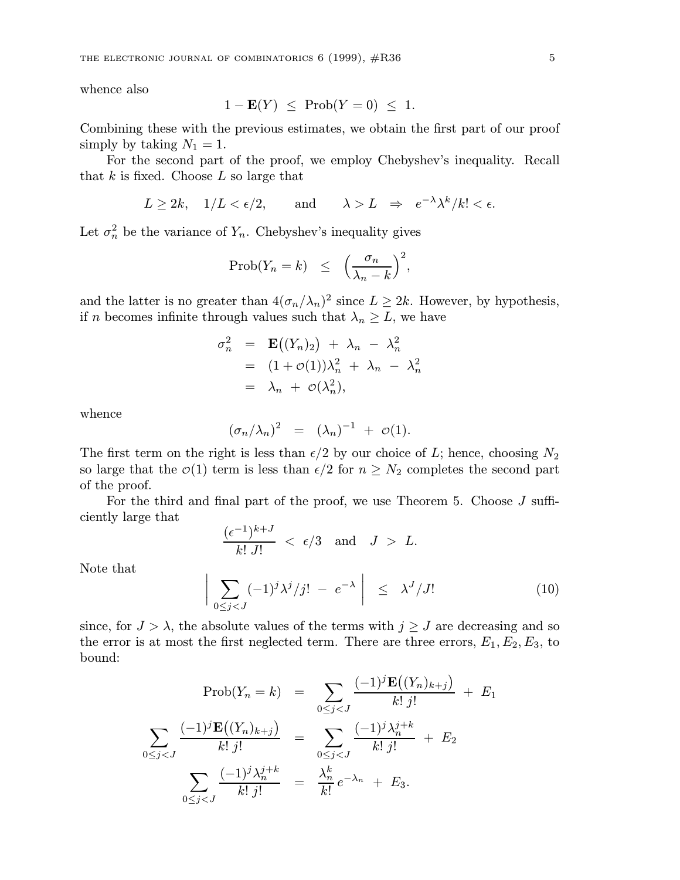whence also

$$1 - \mathbf{E}(Y) \;\le\; \mathrm{Prob}(Y=0) \;\le\; 1.$$

Combining these with the previous estimates, we obtain the first part of our proof simply by taking $N_1 = 1$.

For the second part of the proof, we employ Chebyshev's inequality. Recall that $k$ is fixed. Choose $L$ so large that

$$L \ge 2k, \quad 1/L < \epsilon/2, \qquad \text{and} \qquad \lambda > L \;\Rightarrow\; e^{-\lambda}\lambda^k/k! < \epsilon.$$

Let $\sigma_n^2$ be the variance of $Y_n$. Chebyshev's inequality gives

$$\mathrm{Prob}(Y_n = k) \;\;\le\;\; \left(\frac{\sigma_n}{\lambda_n - k}\right)^2,$$

and the latter is no greater than $4(\sigma_n/\lambda_n)^2$ since $L \ge 2k$. However, by hypothesis, if $n$ becomes infinite through values such that $\lambda_n \ge L$, we have

$$\begin{aligned}
\sigma_n^2 &= \mathbf{E}\big((Y_n)_2\big) \;+\; \lambda_n \;-\; \lambda_n^2 \\
&= (1 + o(1))\lambda_n^2 \;+\; \lambda_n \;-\; \lambda_n^2 \\
&= \lambda_n \;+\; o(\lambda_n^2),
\end{aligned}$$

whence

$$(\sigma_n/\lambda_n)^2 \;\;=\;\; (\lambda_n)^{-1} \;+\; o(1).$$

The first term on the right is less than $\epsilon/2$ by our choice of $L$; hence, choosing $N_2$ so large that the $o(1)$ term is less than $\epsilon/2$ for $n \ge N_2$ completes the second part of the proof.

For the third and final part of the proof, we use Theorem 5. Choose $J$ sufficiently large that

$$\frac{(\epsilon^{-1})^{k+J}}{k!\;J!} \;<\; \epsilon/3 \quad \text{and} \quad J \;>\; L.$$

Note that

$$\left|\; \sum_{0 \le j < J} (-1)^j \lambda^j / j! \;-\; e^{-\lambda} \;\right| \;\;\le\;\; \lambda^J / J! \tag{10}$$

since, for $J > \lambda$, the absolute values of the terms with $j \ge J$ are decreasing and so the error is at most the first neglected term. There are three errors, $E_1, E_2, E_3$, to bound:

$$\begin{aligned}
\mathrm{Prob}(Y_n = k) &= \sum_{0 \le j < J} \frac{(-1)^j \mathbf{E}\big((Y_n)_{k+j}\big)}{k!\;j!} \;+\; E_1 \\
\sum_{0 \le j < J} \frac{(-1)^j \mathbf{E}\big((Y_n)_{k+j}\big)}{k!\;j!} &= \sum_{0 \le j < J} \frac{(-1)^j \lambda_n^{j+k}}{k!\;j!} \;+\; E_2 \\
\sum_{0 \le j < J} \frac{(-1)^j \lambda_n^{j+k}}{k!\;j!} &= \frac{\lambda_n^k}{k!} e^{-\lambda_n} \;+\; E_3.
\end{aligned}$$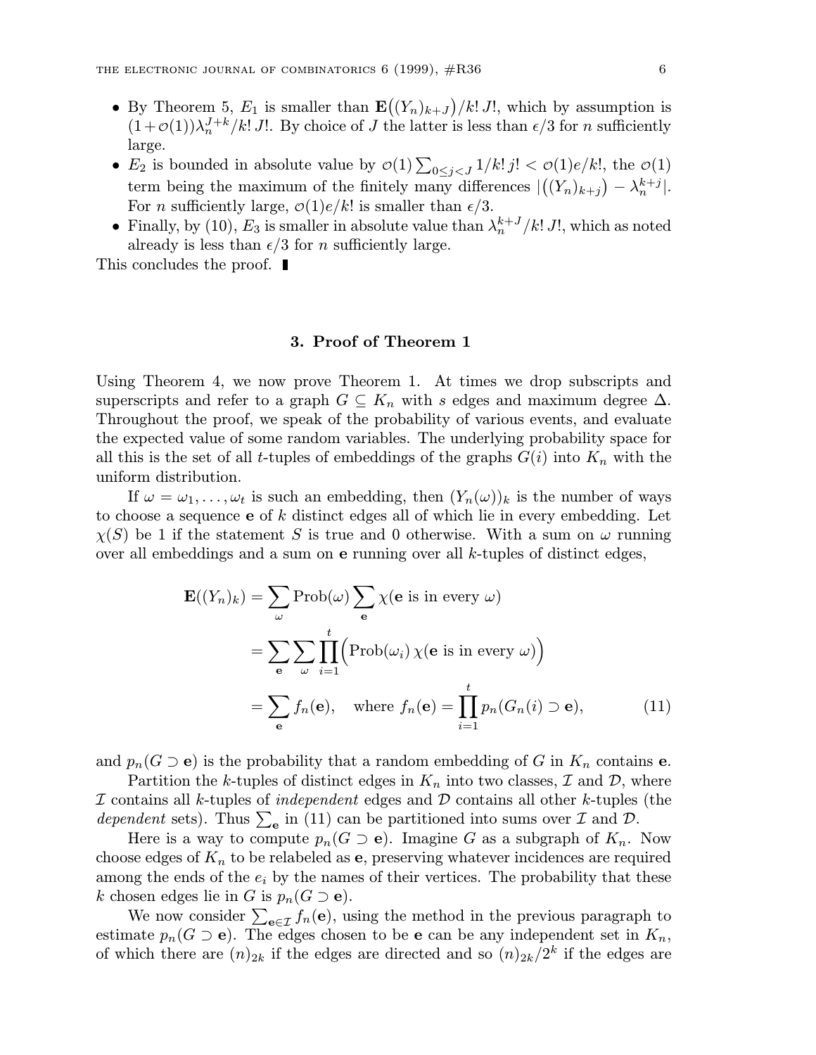- By Theorem 5, $E_1$ is smaller than $\mathbf{E}\big((Y_n)_{k+J}\big)/k!\,J!$, which by assumption is $(1+o(1))\lambda_n^{J+k}/k!\,J!$. By choice of $J$ the latter is less than $\epsilon/3$ for $n$ sufficiently large.
- $E_2$ is bounded in absolute value by $o(1)\sum_{0\le j<J} 1/k!\,j! < o(1)e/k!$, the $o(1)$ term being the maximum of the finitely many differences $|\big((Y_n)_{k+j}\big) - \lambda_n^{k+j}|$. For $n$ sufficiently large, $o(1)e/k!$ is smaller than $\epsilon/3$.
- Finally, by (10), $E_3$ is smaller in absolute value than $\lambda_n^{k+J}/k!\,J!$, which as noted already is less than $\epsilon/3$ for $n$ sufficiently large.

This concludes the proof. ∎

## 3. Proof of Theorem 1

Using Theorem 4, we now prove Theorem 1. At times we drop subscripts and superscripts and refer to a graph $G \subseteq K_n$ with $s$ edges and maximum degree $\Delta$. Throughout the proof, we speak of the probability of various events, and evaluate the expected value of some random variables. The underlying probability space for all this is the set of all $t$-tuples of embeddings of the graphs $G(i)$ into $K_n$ with the uniform distribution.

If $\omega = \omega_1, \ldots, \omega_t$ is such an embedding, then $(Y_n(\omega))_k$ is the number of ways to choose a sequence $\mathbf{e}$ of $k$ distinct edges all of which lie in every embedding. Let $\chi(S)$ be 1 if the statement $S$ is true and 0 otherwise. With a sum on $\omega$ running over all embeddings and a sum on $\mathbf{e}$ running over all $k$-tuples of distinct edges,

$$
\begin{aligned}
\mathbf{E}((Y_n)_k) &= \sum_{\omega} \mathrm{Prob}(\omega) \sum_{\mathbf{e}} \chi(\mathbf{e} \text{ is in every } \omega) \\
&= \sum_{\mathbf{e}} \sum_{\omega} \prod_{i=1}^{t} \Big(\mathrm{Prob}(\omega_i)\, \chi(\mathbf{e} \text{ is in every } \omega)\Big) \\
&= \sum_{\mathbf{e}} f_n(\mathbf{e}), \quad \text{where } f_n(\mathbf{e}) = \prod_{i=1}^{t} p_n(G_n(i) \supset \mathbf{e}), \qquad (11)
\end{aligned}
$$

and $p_n(G \supset \mathbf{e})$ is the probability that a random embedding of $G$ in $K_n$ contains $\mathbf{e}$.

Partition the $k$-tuples of distinct edges in $K_n$ into two classes, $\mathcal{I}$ and $\mathcal{D}$, where $\mathcal{I}$ contains all $k$-tuples of *independent* edges and $\mathcal{D}$ contains all other $k$-tuples (the *dependent* sets). Thus $\sum_{\mathbf{e}}$ in (11) can be partitioned into sums over $\mathcal{I}$ and $\mathcal{D}$.

Here is a way to compute $p_n(G \supset \mathbf{e})$. Imagine $G$ as a subgraph of $K_n$. Now choose edges of $K_n$ to be relabeled as $\mathbf{e}$, preserving whatever incidences are required among the ends of the $e_i$ by the names of their vertices. The probability that these $k$ chosen edges lie in $G$ is $p_n(G \supset \mathbf{e})$.

We now consider $\sum_{\mathbf{e}\in\mathcal{I}} f_n(\mathbf{e})$, using the method in the previous paragraph to estimate $p_n(G \supset \mathbf{e})$. The edges chosen to be $\mathbf{e}$ can be any independent set in $K_n$, of which there are $(n)_{2k}$ if the edges are directed and so $(n)_{2k}/2^k$ if the edges are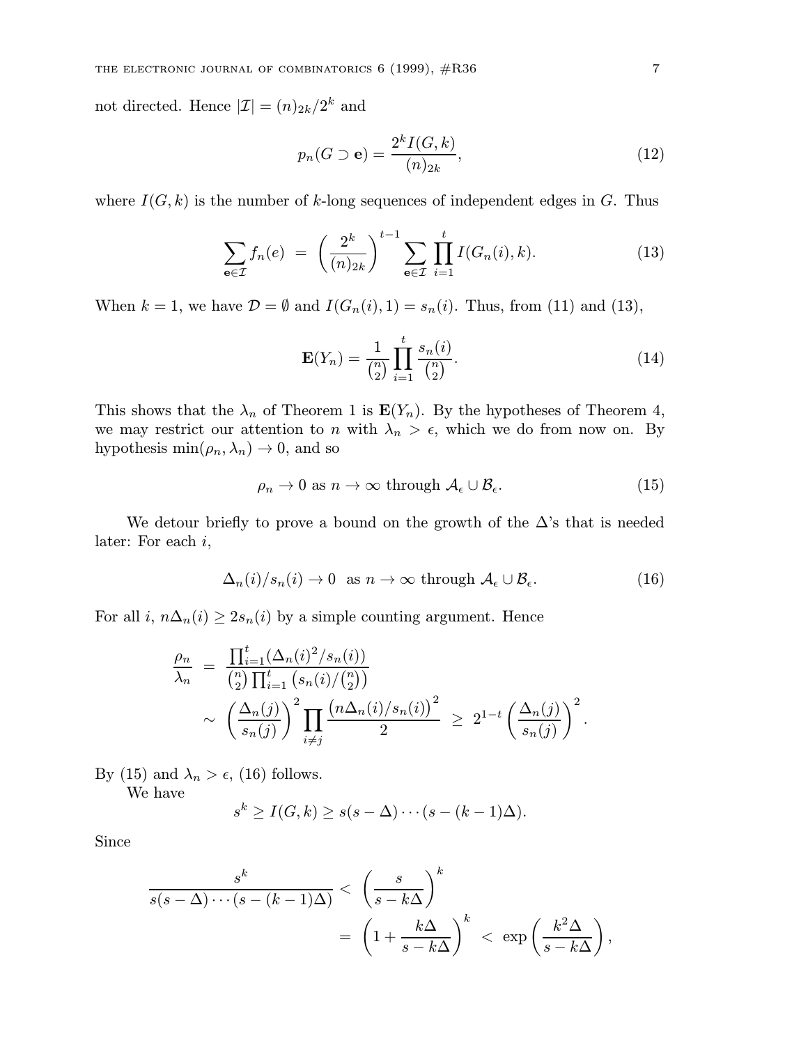not directed. Hence $|\mathcal{I}| = (n)_{2k}/2^k$ and

$$p_n(G \supset \mathbf{e}) = \frac{2^k I(G,k)}{(n)_{2k}}, \tag{12}$$

where $I(G,k)$ is the number of $k$-long sequences of independent edges in $G$. Thus

$$\sum_{\mathbf{e}\in\mathcal{I}} f_n(e) \;=\; \left(\frac{2^k}{(n)_{2k}}\right)^{t-1} \sum_{\mathbf{e}\in\mathcal{I}} \prod_{i=1}^{t} I(G_n(i),k). \tag{13}$$

When $k=1$, we have $\mathcal{D}=\emptyset$ and $I(G_n(i),1) = s_n(i)$. Thus, from (11) and (13),

$$\mathbf{E}(Y_n) = \frac{1}{\binom{n}{2}} \prod_{i=1}^{t} \frac{s_n(i)}{\binom{n}{2}}. \tag{14}$$

This shows that the $\lambda_n$ of Theorem 1 is $\mathbf{E}(Y_n)$. By the hypotheses of Theorem 4, we may restrict our attention to $n$ with $\lambda_n > \epsilon$, which we do from now on. By hypothesis $\min(\rho_n, \lambda_n) \to 0$, and so

$$\rho_n \to 0 \text{ as } n\to\infty \text{ through } \mathcal{A}_\epsilon \cup \mathcal{B}_\epsilon. \tag{15}$$

We detour briefly to prove a bound on the growth of the $\Delta$'s that is needed later: For each $i$,

$$\Delta_n(i)/s_n(i) \to 0 \;\text{ as } n\to\infty \text{ through } \mathcal{A}_\epsilon \cup \mathcal{B}_\epsilon. \tag{16}$$

For all $i$, $n\Delta_n(i) \ge 2 s_n(i)$ by a simple counting argument. Hence

$$\begin{aligned}
\frac{\rho_n}{\lambda_n} \;&=\; \frac{\prod_{i=1}^{t}(\Delta_n(i)^2/s_n(i))}{\binom{n}{2}\prod_{i=1}^{t}\left(s_n(i)/\binom{n}{2}\right)} \\
&\sim\; \left(\frac{\Delta_n(j)}{s_n(j)}\right)^2 \prod_{i\ne j} \frac{\left(n\Delta_n(i)/s_n(i)\right)^2}{2} \;\ge\; 2^{1-t}\left(\frac{\Delta_n(j)}{s_n(j)}\right)^2.
\end{aligned}$$

By (15) and $\lambda_n > \epsilon$, (16) follows.

We have

$$s^k \ge I(G,k) \ge s(s-\Delta)\cdots(s-(k-1)\Delta).$$

Since

$$\begin{aligned}
\frac{s^k}{s(s-\Delta)\cdots(s-(k-1)\Delta)} \;&<\; \left(\frac{s}{s-k\Delta}\right)^k \\
&=\; \left(1+\frac{k\Delta}{s-k\Delta}\right)^k \;<\; \exp\left(\frac{k^2\Delta}{s-k\Delta}\right),
\end{aligned}$$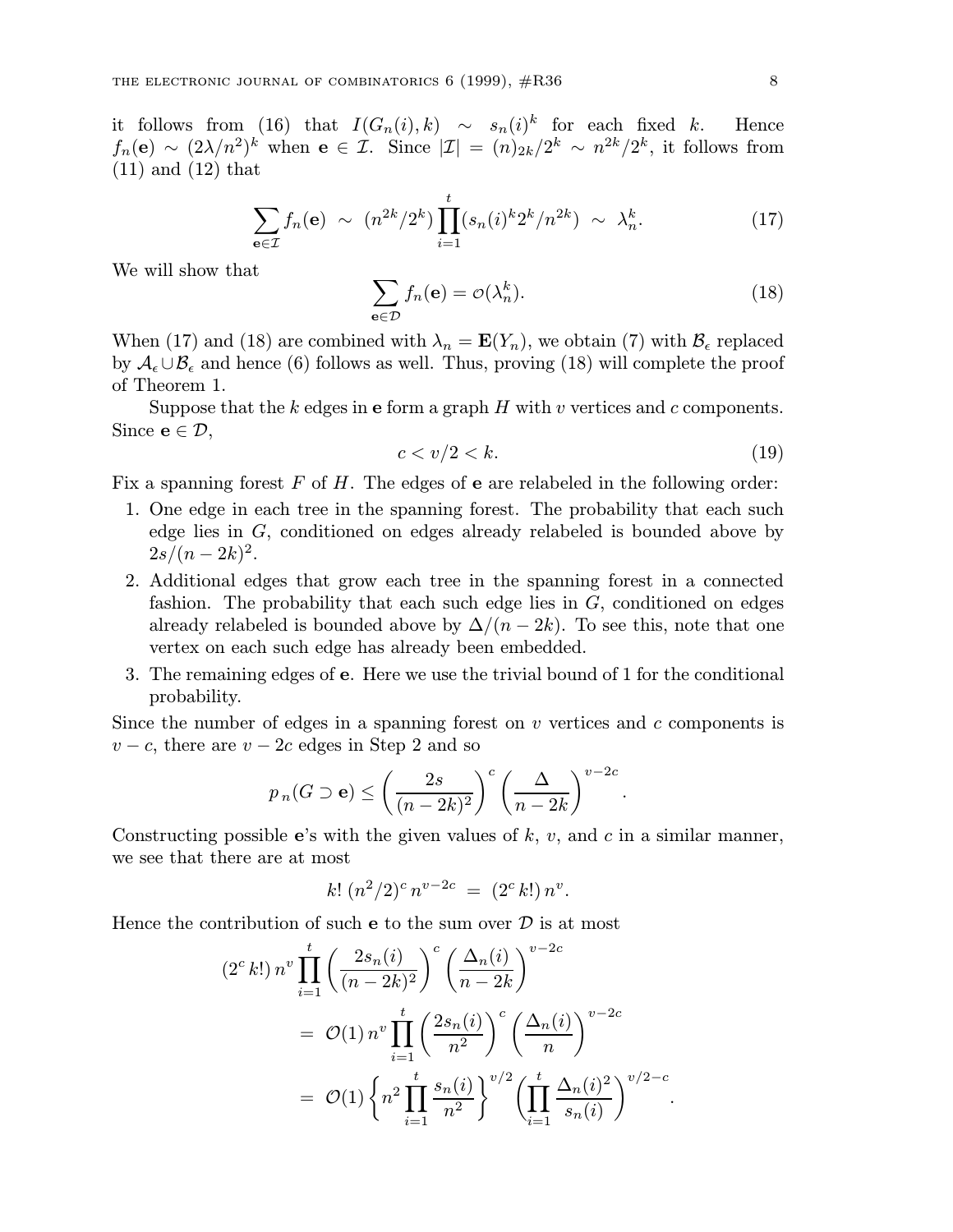it follows from (16) that $I(G_n(i), k) \sim s_n(i)^k$ for each fixed $k$. Hence $f_n(\mathbf{e}) \sim (2\lambda/n^2)^k$ when $\mathbf{e} \in \mathcal{I}$. Since $|\mathcal{I}| = (n)_{2k}/2^k \sim n^{2k}/2^k$, it follows from (11) and (12) that

$$\sum_{\mathbf{e}\in\mathcal{I}} f_n(\mathbf{e}) \sim (n^{2k}/2^k) \prod_{i=1}^{t} (s_n(i)^k 2^k/n^{2k}) \sim \lambda_n^k. \tag{17}$$

We will show that

$$\sum_{\mathbf{e}\in\mathcal{D}} f_n(\mathbf{e}) = o(\lambda_n^k). \tag{18}$$

When (17) and (18) are combined with $\lambda_n = \mathbf{E}(Y_n)$, we obtain (7) with $\mathcal{B}_\epsilon$ replaced by $\mathcal{A}_\epsilon \cup \mathcal{B}_\epsilon$ and hence (6) follows as well. Thus, proving (18) will complete the proof of Theorem 1.

Suppose that the $k$ edges in $\mathbf{e}$ form a graph $H$ with $v$ vertices and $c$ components. Since $\mathbf{e} \in \mathcal{D}$,

$$c < v/2 < k. \tag{19}$$

Fix a spanning forest $F$ of $H$. The edges of $\mathbf{e}$ are relabeled in the following order:

1. One edge in each tree in the spanning forest. The probability that each such edge lies in $G$, conditioned on edges already relabeled is bounded above by $2s/(n-2k)^2$.
2. Additional edges that grow each tree in the spanning forest in a connected fashion. The probability that each such edge lies in $G$, conditioned on edges already relabeled is bounded above by $\Delta/(n-2k)$. To see this, note that one vertex on each such edge has already been embedded.
3. The remaining edges of $\mathbf{e}$. Here we use the trivial bound of 1 for the conditional probability.

Since the number of edges in a spanning forest on $v$ vertices and $c$ components is $v-c$, there are $v-2c$ edges in Step 2 and so

$$p_n(G \supset \mathbf{e}) \leq \left(\frac{2s}{(n-2k)^2}\right)^c \left(\frac{\Delta}{n-2k}\right)^{v-2c}.$$

Constructing possible $\mathbf{e}$'s with the given values of $k$, $v$, and $c$ in a similar manner, we see that there are at most

$$k!\,(n^2/2)^c\, n^{v-2c} = (2^c\, k!)\, n^v.$$

Hence the contribution of such $\mathbf{e}$ to the sum over $\mathcal{D}$ is at most

$$\begin{aligned}
(2^c\,k!)\,n^v \prod_{i=1}^{t} &\left(\frac{2s_n(i)}{(n-2k)^2}\right)^c \left(\frac{\Delta_n(i)}{n-2k}\right)^{v-2c} \\
&= \mathcal{O}(1)\, n^v \prod_{i=1}^{t} \left(\frac{2s_n(i)}{n^2}\right)^c \left(\frac{\Delta_n(i)}{n}\right)^{v-2c} \\
&= \mathcal{O}(1) \left\{ n^2 \prod_{i=1}^{t} \frac{s_n(i)}{n^2} \right\}^{v/2} \left( \prod_{i=1}^{t} \frac{\Delta_n(i)^2}{s_n(i)} \right)^{v/2-c}.
\end{aligned}$$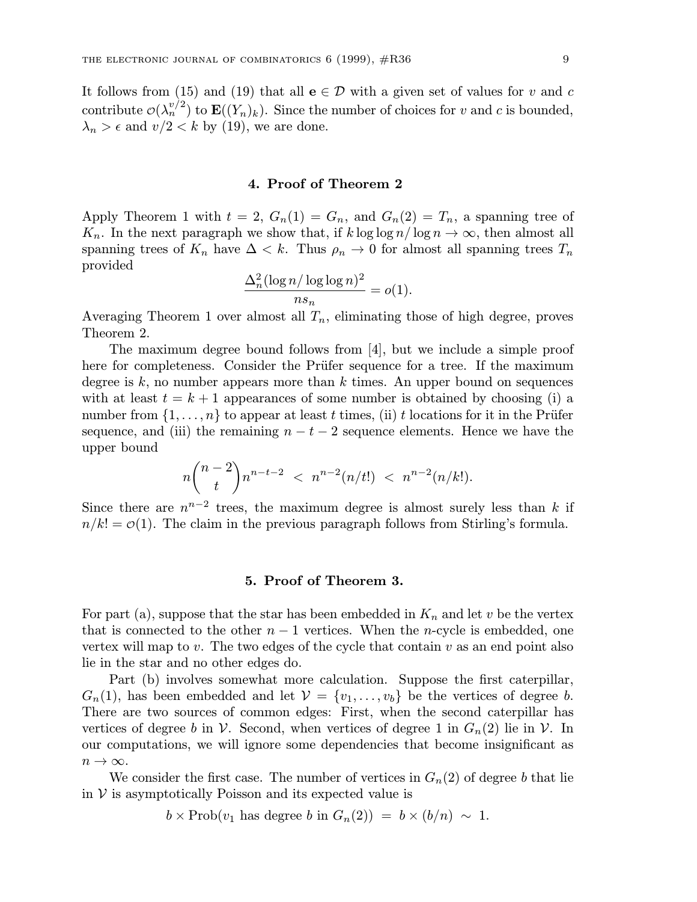It follows from (15) and (19) that all $\mathbf{e} \in \mathcal{D}$ with a given set of values for $v$ and $c$ contribute $\mathcal{O}(\lambda_n^{v/2})$ to $\mathbf{E}((Y_n)_k)$. Since the number of choices for $v$ and $c$ is bounded, $\lambda_n > \epsilon$ and $v/2 < k$ by (19), we are done.

## 4. Proof of Theorem 2

Apply Theorem 1 with $t = 2$, $G_n(1) = G_n$, and $G_n(2) = T_n$, a spanning tree of $K_n$. In the next paragraph we show that, if $k \log\log n / \log n \to \infty$, then almost all spanning trees of $K_n$ have $\Delta < k$. Thus $\rho_n \to 0$ for almost all spanning trees $T_n$ provided

$$\frac{\Delta_n^2 (\log n / \log\log n)^2}{n s_n} = o(1).$$

Averaging Theorem 1 over almost all $T_n$, eliminating those of high degree, proves Theorem 2.

The maximum degree bound follows from [4], but we include a simple proof here for completeness. Consider the Prüfer sequence for a tree. If the maximum degree is $k$, no number appears more than $k$ times. An upper bound on sequences with at least $t = k + 1$ appearances of some number is obtained by choosing (i) a number from $\{1, \ldots, n\}$ to appear at least $t$ times, (ii) $t$ locations for it in the Prüfer sequence, and (iii) the remaining $n - t - 2$ sequence elements. Hence we have the upper bound

$$n\binom{n-2}{t} n^{n-t-2} \;<\; n^{n-2}(n/t!) \;<\; n^{n-2}(n/k!).$$

Since there are $n^{n-2}$ trees, the maximum degree is almost surely less than $k$ if $n/k! = o(1)$. The claim in the previous paragraph follows from Stirling's formula.

## 5. Proof of Theorem 3.

For part (a), suppose that the star has been embedded in $K_n$ and let $v$ be the vertex that is connected to the other $n - 1$ vertices. When the $n$-cycle is embedded, one vertex will map to $v$. The two edges of the cycle that contain $v$ as an end point also lie in the star and no other edges do.

Part (b) involves somewhat more calculation. Suppose the first caterpillar, $G_n(1)$, has been embedded and let $\mathcal{V} = \{v_1, \ldots, v_b\}$ be the vertices of degree $b$. There are two sources of common edges: First, when the second caterpillar has vertices of degree $b$ in $\mathcal{V}$. Second, when vertices of degree 1 in $G_n(2)$ lie in $\mathcal{V}$. In our computations, we will ignore some dependencies that become insignificant as $n \to \infty$.

We consider the first case. The number of vertices in $G_n(2)$ of degree $b$ that lie in $\mathcal{V}$ is asymptotically Poisson and its expected value is

$$b \times \text{Prob}(v_1 \text{ has degree } b \text{ in } G_n(2)) \;=\; b \times (b/n) \;\sim\; 1.$$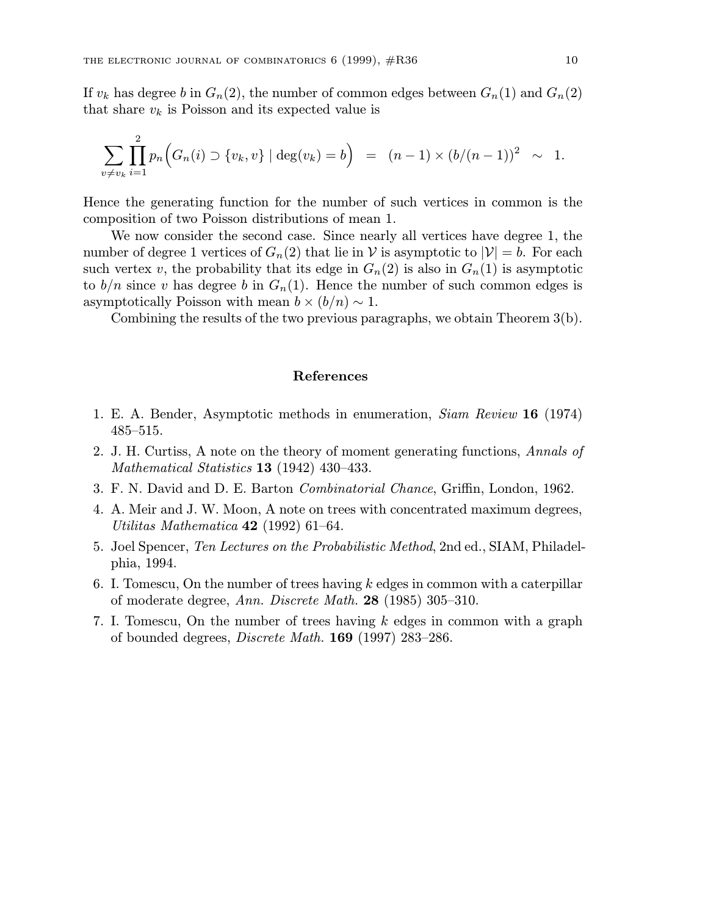If $v_k$ has degree $b$ in $G_n(2)$, the number of common edges between $G_n(1)$ and $G_n(2)$ that share $v_k$ is Poisson and its expected value is

$$\sum_{v \neq v_k} \prod_{i=1}^{2} p_n\Big(G_n(i) \supset \{v_k, v\} \mid \deg(v_k) = b\Big) \;=\; (n-1) \times (b/(n-1))^2 \;\sim\; 1.$$

Hence the generating function for the number of such vertices in common is the composition of two Poisson distributions of mean 1.

We now consider the second case. Since nearly all vertices have degree 1, the number of degree 1 vertices of $G_n(2)$ that lie in $\mathcal{V}$ is asymptotic to $|\mathcal{V}| = b$. For each such vertex $v$, the probability that its edge in $G_n(2)$ is also in $G_n(1)$ is asymptotic to $b/n$ since $v$ has degree $b$ in $G_n(1)$. Hence the number of such common edges is asymptotically Poisson with mean $b \times (b/n) \sim 1$.

Combining the results of the two previous paragraphs, we obtain Theorem 3(b).

## References

1. E. A. Bender, Asymptotic methods in enumeration, *Siam Review* **16** (1974) 485–515.
2. J. H. Curtiss, A note on the theory of moment generating functions, *Annals of Mathematical Statistics* **13** (1942) 430–433.
3. F. N. David and D. E. Barton *Combinatorial Chance*, Griffin, London, 1962.
4. A. Meir and J. W. Moon, A note on trees with concentrated maximum degrees, *Utilitas Mathematica* **42** (1992) 61–64.
5. Joel Spencer, *Ten Lectures on the Probabilistic Method*, 2nd ed., SIAM, Philadelphia, 1994.
6. I. Tomescu, On the number of trees having $k$ edges in common with a caterpillar of moderate degree, *Ann. Discrete Math.* **28** (1985) 305–310.
7. I. Tomescu, On the number of trees having $k$ edges in common with a graph of bounded degrees, *Discrete Math.* **169** (1997) 283–286.